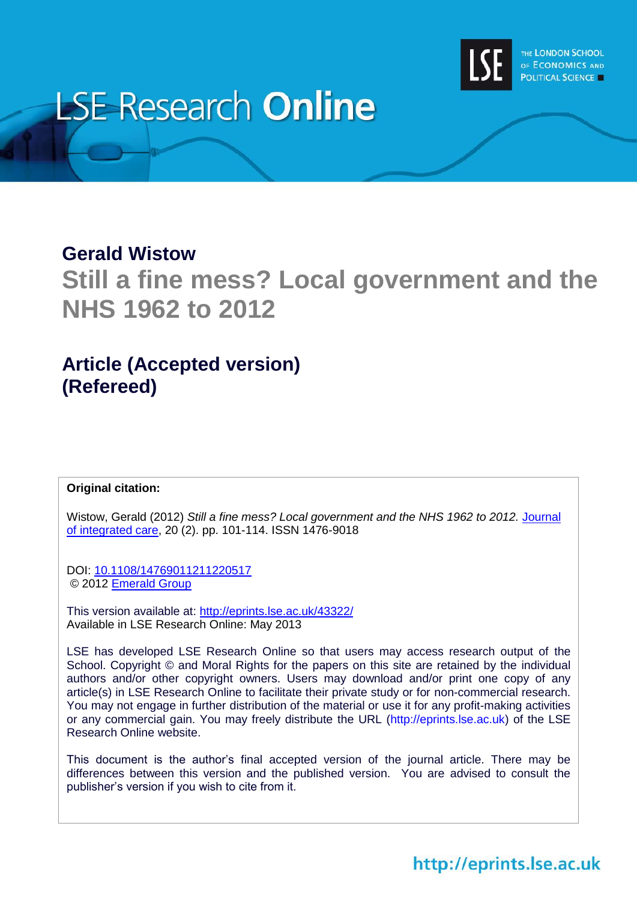LSE Research **Online**

THE LONDON SCHOOL OF ECONOMICS AND POLITICAL SCIENCE

**Gerald Wistow**

# Still a fine mess? Local government and the NHS 1962 to 2012

## Article (Accepted version) (Refereed)

**Original citation:**

Wistow, Gerald (2012) *Still a fine mess? Local government and the NHS 1962 to 2012.* Journal of integrated care, 20 (2). pp. 101-114. ISSN 1476-9018

DOI: 10.1108/14769011211220517
© 2012 Emerald Group

This version available at: http://eprints.lse.ac.uk/43322/
Available in LSE Research Online: May 2013

LSE has developed LSE Research Online so that users may access research output of the School. Copyright © and Moral Rights for the papers on this site are retained by the individual authors and/or other copyright owners. Users may download and/or print one copy of any article(s) in LSE Research Online to facilitate their private study or for non-commercial research. You may not engage in further distribution of the material or use it for any profit-making activities or any commercial gain. You may freely distribute the URL (http://eprints.lse.ac.uk) of the LSE Research Online website.

This document is the author's final accepted version of the journal article. There may be differences between this version and the published version. You are advised to consult the publisher's version if you wish to cite from it.

http://eprints.lse.ac.uk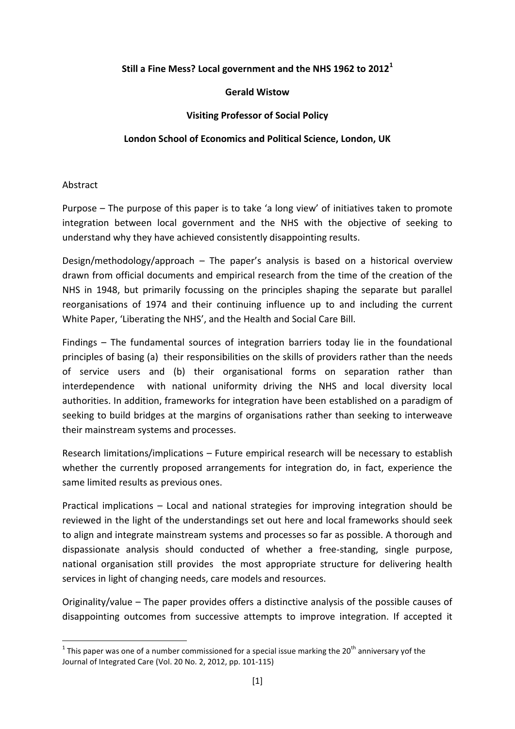**Still a Fine Mess? Local government and the NHS 1962 to 2012**[1]

**Gerald Wistow**

**Visiting Professor of Social Policy**

**London School of Economics and Political Science, London, UK**

Abstract

Purpose – The purpose of this paper is to take 'a long view' of initiatives taken to promote integration between local government and the NHS with the objective of seeking to understand why they have achieved consistently disappointing results.

Design/methodology/approach – The paper's analysis is based on a historical overview drawn from official documents and empirical research from the time of the creation of the NHS in 1948, but primarily focussing on the principles shaping the separate but parallel reorganisations of 1974 and their continuing influence up to and including the current White Paper, 'Liberating the NHS', and the Health and Social Care Bill.

Findings – The fundamental sources of integration barriers today lie in the foundational principles of basing (a) their responsibilities on the skills of providers rather than the needs of service users and (b) their organisational forms on separation rather than interdependence with national uniformity driving the NHS and local diversity local authorities. In addition, frameworks for integration have been established on a paradigm of seeking to build bridges at the margins of organisations rather than seeking to interweave their mainstream systems and processes.

Research limitations/implications – Future empirical research will be necessary to establish whether the currently proposed arrangements for integration do, in fact, experience the same limited results as previous ones.

Practical implications – Local and national strategies for improving integration should be reviewed in the light of the understandings set out here and local frameworks should seek to align and integrate mainstream systems and processes so far as possible. A thorough and dispassionate analysis should conducted of whether a free-standing, single purpose, national organisation still provides the most appropriate structure for delivering health services in light of changing needs, care models and resources.

Originality/value – The paper provides offers a distinctive analysis of the possible causes of disappointing outcomes from successive attempts to improve integration. If accepted it

[1] This paper was one of a number commissioned for a special issue marking the 20th anniversary yof the Journal of Integrated Care (Vol. 20 No. 2, 2012, pp. 101-115)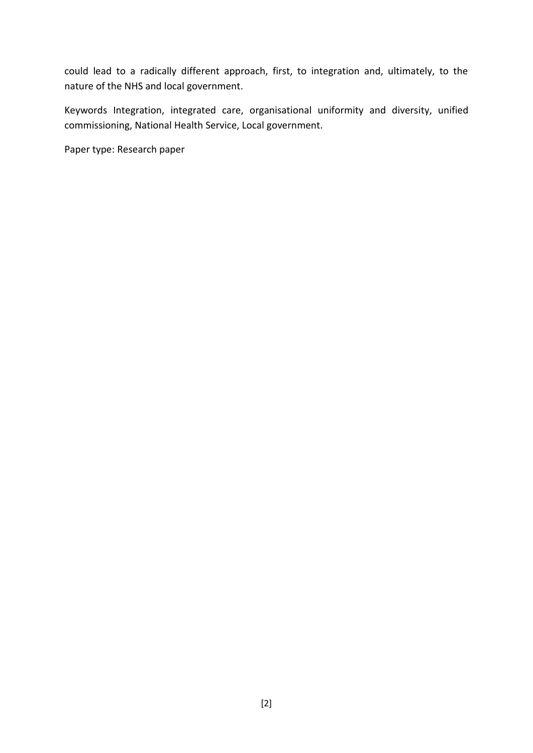could lead to a radically different approach, first, to integration and, ultimately, to the nature of the NHS and local government.

Keywords Integration, integrated care, organisational uniformity and diversity, unified commissioning, National Health Service, Local government.

Paper type: Research paper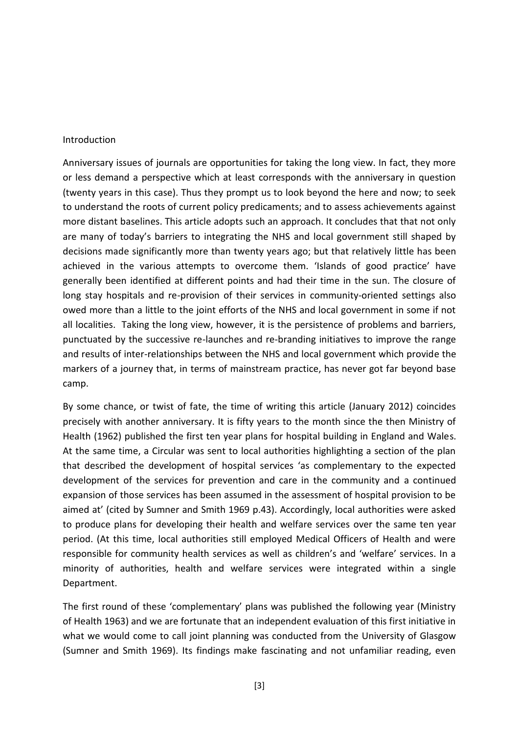Introduction

Anniversary issues of journals are opportunities for taking the long view. In fact, they more or less demand a perspective which at least corresponds with the anniversary in question (twenty years in this case). Thus they prompt us to look beyond the here and now; to seek to understand the roots of current policy predicaments; and to assess achievements against more distant baselines. This article adopts such an approach. It concludes that that not only are many of today's barriers to integrating the NHS and local government still shaped by decisions made significantly more than twenty years ago; but that relatively little has been achieved in the various attempts to overcome them. 'Islands of good practice' have generally been identified at different points and had their time in the sun. The closure of long stay hospitals and re-provision of their services in community-oriented settings also owed more than a little to the joint efforts of the NHS and local government in some if not all localities. Taking the long view, however, it is the persistence of problems and barriers, punctuated by the successive re-launches and re-branding initiatives to improve the range and results of inter-relationships between the NHS and local government which provide the markers of a journey that, in terms of mainstream practice, has never got far beyond base camp.

By some chance, or twist of fate, the time of writing this article (January 2012) coincides precisely with another anniversary. It is fifty years to the month since the then Ministry of Health (1962) published the first ten year plans for hospital building in England and Wales. At the same time, a Circular was sent to local authorities highlighting a section of the plan that described the development of hospital services 'as complementary to the expected development of the services for prevention and care in the community and a continued expansion of those services has been assumed in the assessment of hospital provision to be aimed at' (cited by Sumner and Smith 1969 p.43). Accordingly, local authorities were asked to produce plans for developing their health and welfare services over the same ten year period. (At this time, local authorities still employed Medical Officers of Health and were responsible for community health services as well as children's and 'welfare' services. In a minority of authorities, health and welfare services were integrated within a single Department.

The first round of these 'complementary' plans was published the following year (Ministry of Health 1963) and we are fortunate that an independent evaluation of this first initiative in what we would come to call joint planning was conducted from the University of Glasgow (Sumner and Smith 1969). Its findings make fascinating and not unfamiliar reading, even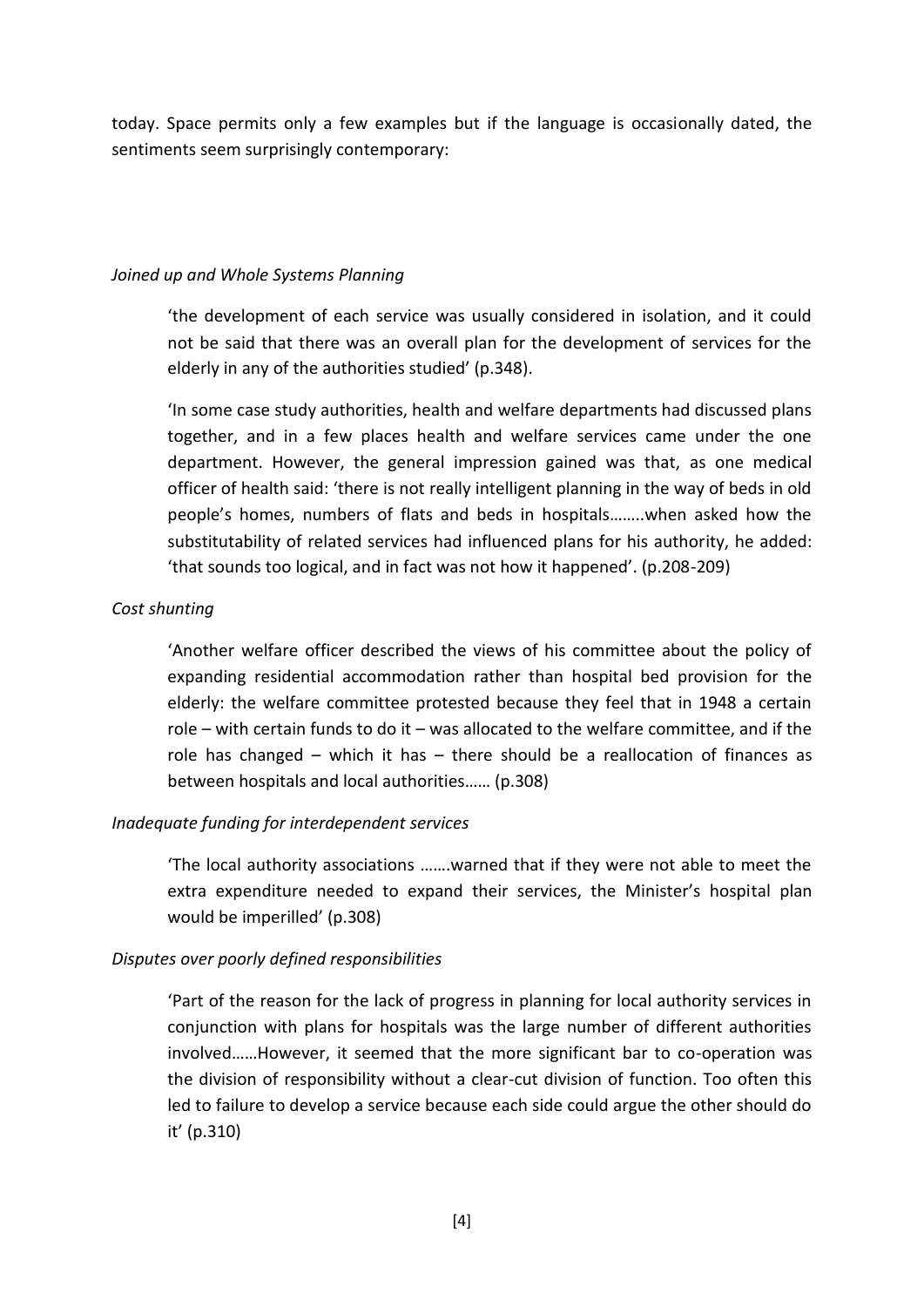today. Space permits only a few examples but if the language is occasionally dated, the sentiments seem surprisingly contemporary:

*Joined up and Whole Systems Planning*

> 'the development of each service was usually considered in isolation, and it could not be said that there was an overall plan for the development of services for the elderly in any of the authorities studied' (p.348).
>
> 'In some case study authorities, health and welfare departments had discussed plans together, and in a few places health and welfare services came under the one department. However, the general impression gained was that, as one medical officer of health said: 'there is not really intelligent planning in the way of beds in old people's homes, numbers of flats and beds in hospitals……..when asked how the substitutability of related services had influenced plans for his authority, he added: 'that sounds too logical, and in fact was not how it happened'. (p.208-209)

*Cost shunting*

> 'Another welfare officer described the views of his committee about the policy of expanding residential accommodation rather than hospital bed provision for the elderly: the welfare committee protested because they feel that in 1948 a certain role – with certain funds to do it – was allocated to the welfare committee, and if the role has changed – which it has – there should be a reallocation of finances as between hospitals and local authorities…… (p.308)

*Inadequate funding for interdependent services*

> 'The local authority associations …….warned that if they were not able to meet the extra expenditure needed to expand their services, the Minister's hospital plan would be imperilled' (p.308)

*Disputes over poorly defined responsibilities*

> 'Part of the reason for the lack of progress in planning for local authority services in conjunction with plans for hospitals was the large number of different authorities involved……However, it seemed that the more significant bar to co-operation was the division of responsibility without a clear-cut division of function. Too often this led to failure to develop a service because each side could argue the other should do it' (p.310)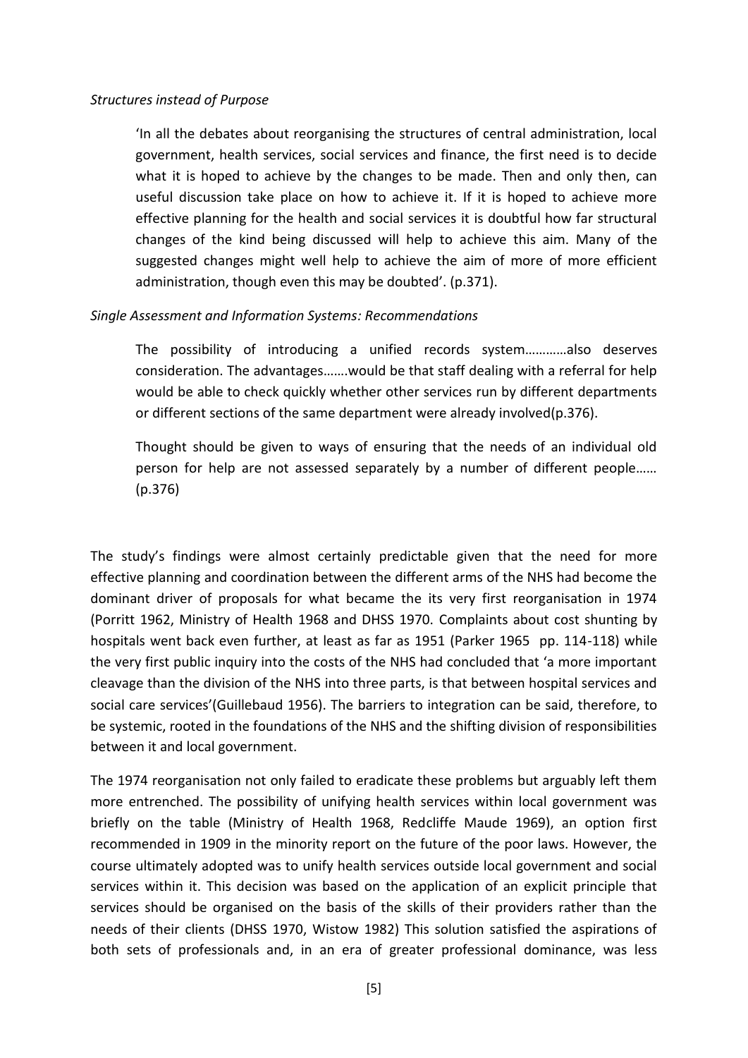*Structures instead of Purpose*

> 'In all the debates about reorganising the structures of central administration, local government, health services, social services and finance, the first need is to decide what it is hoped to achieve by the changes to be made. Then and only then, can useful discussion take place on how to achieve it. If it is hoped to achieve more effective planning for the health and social services it is doubtful how far structural changes of the kind being discussed will help to achieve this aim. Many of the suggested changes might well help to achieve the aim of more of more efficient administration, though even this may be doubted'. (p.371).

*Single Assessment and Information Systems: Recommendations*

> The possibility of introducing a unified records system…………also deserves consideration. The advantages…….would be that staff dealing with a referral for help would be able to check quickly whether other services run by different departments or different sections of the same department were already involved(p.376).
>
> Thought should be given to ways of ensuring that the needs of an individual old person for help are not assessed separately by a number of different people…… (p.376)

The study's findings were almost certainly predictable given that the need for more effective planning and coordination between the different arms of the NHS had become the dominant driver of proposals for what became the its very first reorganisation in 1974 (Porritt 1962, Ministry of Health 1968 and DHSS 1970. Complaints about cost shunting by hospitals went back even further, at least as far as 1951 (Parker 1965 pp. 114-118) while the very first public inquiry into the costs of the NHS had concluded that 'a more important cleavage than the division of the NHS into three parts, is that between hospital services and social care services'(Guillebaud 1956). The barriers to integration can be said, therefore, to be systemic, rooted in the foundations of the NHS and the shifting division of responsibilities between it and local government.

The 1974 reorganisation not only failed to eradicate these problems but arguably left them more entrenched. The possibility of unifying health services within local government was briefly on the table (Ministry of Health 1968, Redcliffe Maude 1969), an option first recommended in 1909 in the minority report on the future of the poor laws. However, the course ultimately adopted was to unify health services outside local government and social services within it. This decision was based on the application of an explicit principle that services should be organised on the basis of the skills of their providers rather than the needs of their clients (DHSS 1970, Wistow 1982) This solution satisfied the aspirations of both sets of professionals and, in an era of greater professional dominance, was less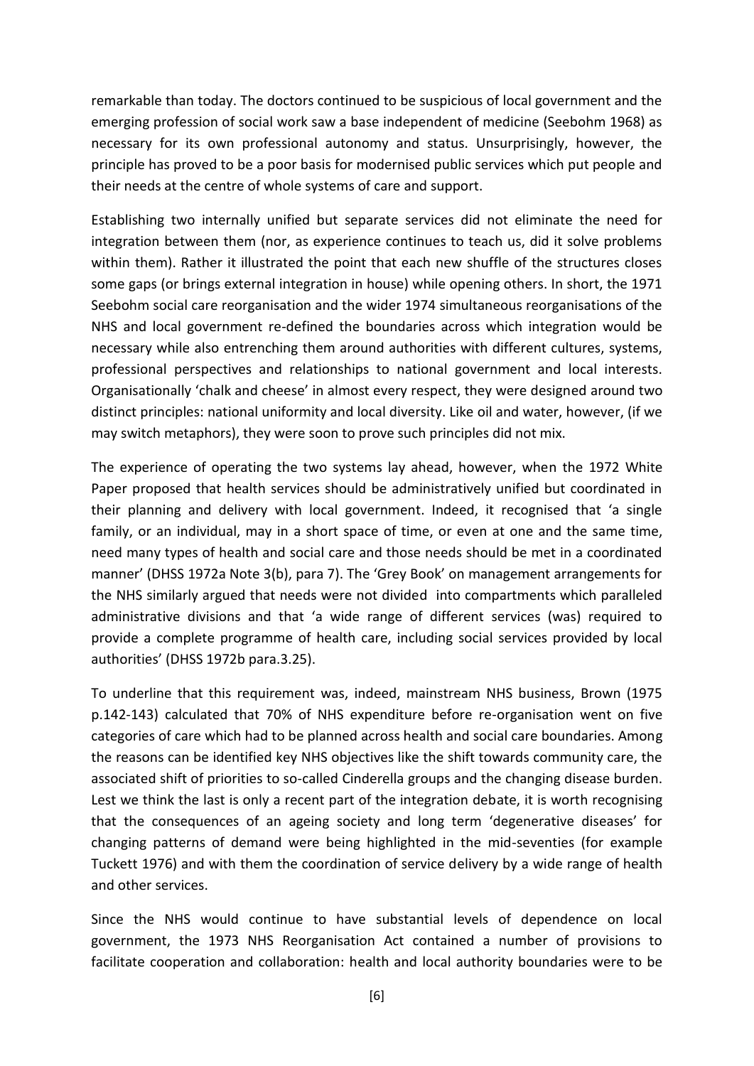remarkable than today. The doctors continued to be suspicious of local government and the emerging profession of social work saw a base independent of medicine (Seebohm 1968) as necessary for its own professional autonomy and status. Unsurprisingly, however, the principle has proved to be a poor basis for modernised public services which put people and their needs at the centre of whole systems of care and support.

Establishing two internally unified but separate services did not eliminate the need for integration between them (nor, as experience continues to teach us, did it solve problems within them). Rather it illustrated the point that each new shuffle of the structures closes some gaps (or brings external integration in house) while opening others. In short, the 1971 Seebohm social care reorganisation and the wider 1974 simultaneous reorganisations of the NHS and local government re-defined the boundaries across which integration would be necessary while also entrenching them around authorities with different cultures, systems, professional perspectives and relationships to national government and local interests. Organisationally 'chalk and cheese' in almost every respect, they were designed around two distinct principles: national uniformity and local diversity. Like oil and water, however, (if we may switch metaphors), they were soon to prove such principles did not mix.

The experience of operating the two systems lay ahead, however, when the 1972 White Paper proposed that health services should be administratively unified but coordinated in their planning and delivery with local government. Indeed, it recognised that 'a single family, or an individual, may in a short space of time, or even at one and the same time, need many types of health and social care and those needs should be met in a coordinated manner' (DHSS 1972a Note 3(b), para 7). The 'Grey Book' on management arrangements for the NHS similarly argued that needs were not divided into compartments which paralleled administrative divisions and that 'a wide range of different services (was) required to provide a complete programme of health care, including social services provided by local authorities' (DHSS 1972b para.3.25).

To underline that this requirement was, indeed, mainstream NHS business, Brown (1975 p.142-143) calculated that 70% of NHS expenditure before re-organisation went on five categories of care which had to be planned across health and social care boundaries. Among the reasons can be identified key NHS objectives like the shift towards community care, the associated shift of priorities to so-called Cinderella groups and the changing disease burden. Lest we think the last is only a recent part of the integration debate, it is worth recognising that the consequences of an ageing society and long term 'degenerative diseases' for changing patterns of demand were being highlighted in the mid-seventies (for example Tuckett 1976) and with them the coordination of service delivery by a wide range of health and other services.

Since the NHS would continue to have substantial levels of dependence on local government, the 1973 NHS Reorganisation Act contained a number of provisions to facilitate cooperation and collaboration: health and local authority boundaries were to be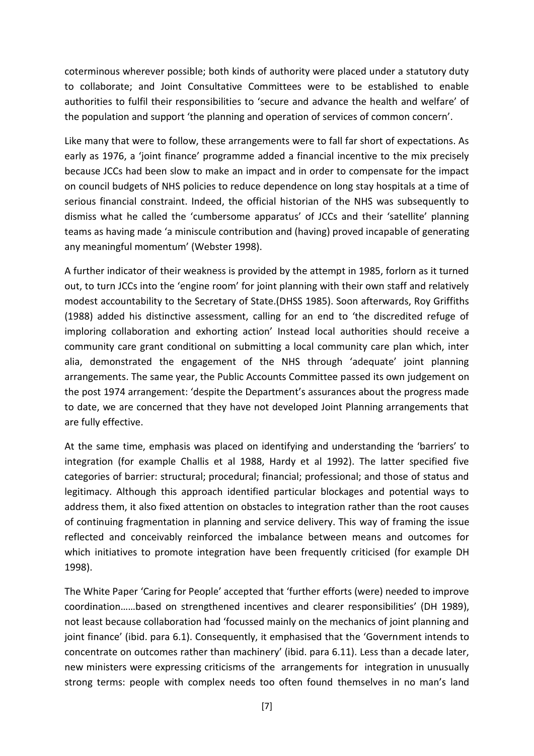coterminous wherever possible; both kinds of authority were placed under a statutory duty to collaborate; and Joint Consultative Committees were to be established to enable authorities to fulfil their responsibilities to 'secure and advance the health and welfare' of the population and support 'the planning and operation of services of common concern'.

Like many that were to follow, these arrangements were to fall far short of expectations. As early as 1976, a 'joint finance' programme added a financial incentive to the mix precisely because JCCs had been slow to make an impact and in order to compensate for the impact on council budgets of NHS policies to reduce dependence on long stay hospitals at a time of serious financial constraint. Indeed, the official historian of the NHS was subsequently to dismiss what he called the 'cumbersome apparatus' of JCCs and their 'satellite' planning teams as having made 'a miniscule contribution and (having) proved incapable of generating any meaningful momentum' (Webster 1998).

A further indicator of their weakness is provided by the attempt in 1985, forlorn as it turned out, to turn JCCs into the 'engine room' for joint planning with their own staff and relatively modest accountability to the Secretary of State.(DHSS 1985). Soon afterwards, Roy Griffiths (1988) added his distinctive assessment, calling for an end to 'the discredited refuge of imploring collaboration and exhorting action' Instead local authorities should receive a community care grant conditional on submitting a local community care plan which, inter alia, demonstrated the engagement of the NHS through 'adequate' joint planning arrangements. The same year, the Public Accounts Committee passed its own judgement on the post 1974 arrangement: 'despite the Department's assurances about the progress made to date, we are concerned that they have not developed Joint Planning arrangements that are fully effective.

At the same time, emphasis was placed on identifying and understanding the 'barriers' to integration (for example Challis et al 1988, Hardy et al 1992). The latter specified five categories of barrier: structural; procedural; financial; professional; and those of status and legitimacy. Although this approach identified particular blockages and potential ways to address them, it also fixed attention on obstacles to integration rather than the root causes of continuing fragmentation in planning and service delivery. This way of framing the issue reflected and conceivably reinforced the imbalance between means and outcomes for which initiatives to promote integration have been frequently criticised (for example DH 1998).

The White Paper 'Caring for People' accepted that 'further efforts (were) needed to improve coordination……based on strengthened incentives and clearer responsibilities' (DH 1989), not least because collaboration had 'focussed mainly on the mechanics of joint planning and joint finance' (ibid. para 6.1). Consequently, it emphasised that the 'Government intends to concentrate on outcomes rather than machinery' (ibid. para 6.11). Less than a decade later, new ministers were expressing criticisms of the arrangements for integration in unusually strong terms: people with complex needs too often found themselves in no man's land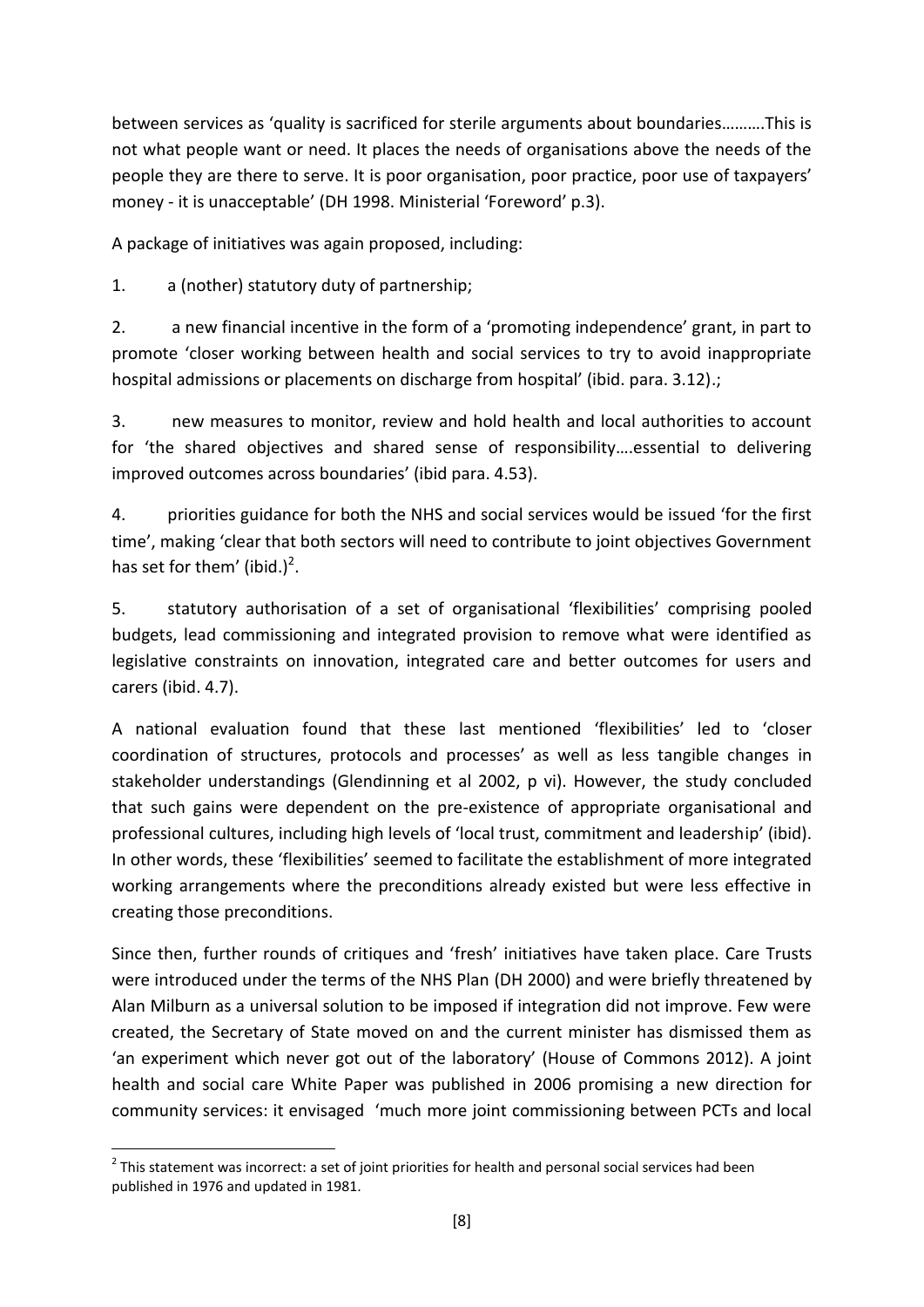between services as 'quality is sacrificed for sterile arguments about boundaries……….This is not what people want or need. It places the needs of organisations above the needs of the people they are there to serve. It is poor organisation, poor practice, poor use of taxpayers' money - it is unacceptable' (DH 1998. Ministerial 'Foreword' p.3).

A package of initiatives was again proposed, including:

1. a (nother) statutory duty of partnership;

2. a new financial incentive in the form of a 'promoting independence' grant, in part to promote 'closer working between health and social services to try to avoid inappropriate hospital admissions or placements on discharge from hospital' (ibid. para. 3.12).;

3. new measures to monitor, review and hold health and local authorities to account for 'the shared objectives and shared sense of responsibility….essential to delivering improved outcomes across boundaries' (ibid para. 4.53).

4. priorities guidance for both the NHS and social services would be issued 'for the first time', making 'clear that both sectors will need to contribute to joint objectives Government has set for them' (ibid.)[2].

5. statutory authorisation of a set of organisational 'flexibilities' comprising pooled budgets, lead commissioning and integrated provision to remove what were identified as legislative constraints on innovation, integrated care and better outcomes for users and carers (ibid. 4.7).

A national evaluation found that these last mentioned 'flexibilities' led to 'closer coordination of structures, protocols and processes' as well as less tangible changes in stakeholder understandings (Glendinning et al 2002, p vi). However, the study concluded that such gains were dependent on the pre-existence of appropriate organisational and professional cultures, including high levels of 'local trust, commitment and leadership' (ibid). In other words, these 'flexibilities' seemed to facilitate the establishment of more integrated working arrangements where the preconditions already existed but were less effective in creating those preconditions.

Since then, further rounds of critiques and 'fresh' initiatives have taken place. Care Trusts were introduced under the terms of the NHS Plan (DH 2000) and were briefly threatened by Alan Milburn as a universal solution to be imposed if integration did not improve. Few were created, the Secretary of State moved on and the current minister has dismissed them as 'an experiment which never got out of the laboratory' (House of Commons 2012). A joint health and social care White Paper was published in 2006 promising a new direction for community services: it envisaged 'much more joint commissioning between PCTs and local

[2] This statement was incorrect: a set of joint priorities for health and personal social services had been published in 1976 and updated in 1981.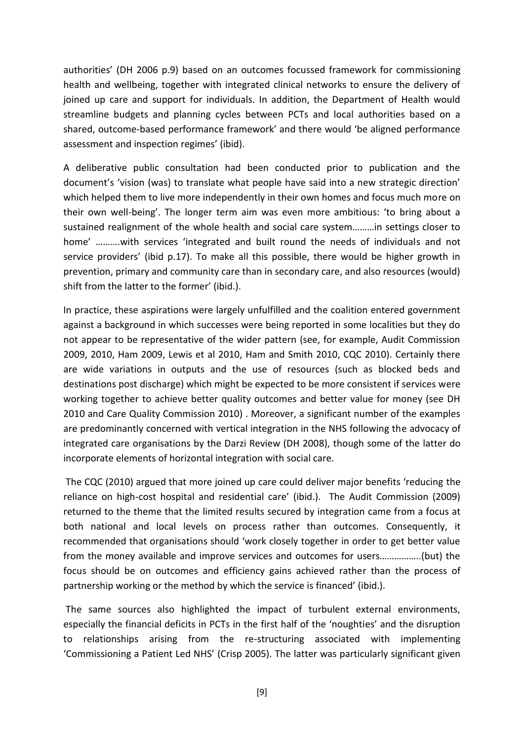authorities' (DH 2006 p.9) based on an outcomes focussed framework for commissioning health and wellbeing, together with integrated clinical networks to ensure the delivery of joined up care and support for individuals. In addition, the Department of Health would streamline budgets and planning cycles between PCTs and local authorities based on a shared, outcome-based performance framework' and there would 'be aligned performance assessment and inspection regimes' (ibid).

A deliberative public consultation had been conducted prior to publication and the document's 'vision (was) to translate what people have said into a new strategic direction' which helped them to live more independently in their own homes and focus much more on their own well-being'. The longer term aim was even more ambitious: 'to bring about a sustained realignment of the whole health and social care system………in settings closer to home' ……….with services 'integrated and built round the needs of individuals and not service providers' (ibid p.17). To make all this possible, there would be higher growth in prevention, primary and community care than in secondary care, and also resources (would) shift from the latter to the former' (ibid.).

In practice, these aspirations were largely unfulfilled and the coalition entered government against a background in which successes were being reported in some localities but they do not appear to be representative of the wider pattern (see, for example, Audit Commission 2009, 2010, Ham 2009, Lewis et al 2010, Ham and Smith 2010, CQC 2010). Certainly there are wide variations in outputs and the use of resources (such as blocked beds and destinations post discharge) which might be expected to be more consistent if services were working together to achieve better quality outcomes and better value for money (see DH 2010 and Care Quality Commission 2010) . Moreover, a significant number of the examples are predominantly concerned with vertical integration in the NHS following the advocacy of integrated care organisations by the Darzi Review (DH 2008), though some of the latter do incorporate elements of horizontal integration with social care.

The CQC (2010) argued that more joined up care could deliver major benefits 'reducing the reliance on high-cost hospital and residential care' (ibid.). The Audit Commission (2009) returned to the theme that the limited results secured by integration came from a focus at both national and local levels on process rather than outcomes. Consequently, it recommended that organisations should 'work closely together in order to get better value from the money available and improve services and outcomes for users……………..(but) the focus should be on outcomes and efficiency gains achieved rather than the process of partnership working or the method by which the service is financed' (ibid.).

The same sources also highlighted the impact of turbulent external environments, especially the financial deficits in PCTs in the first half of the 'noughties' and the disruption to relationships arising from the re-structuring associated with implementing 'Commissioning a Patient Led NHS' (Crisp 2005). The latter was particularly significant given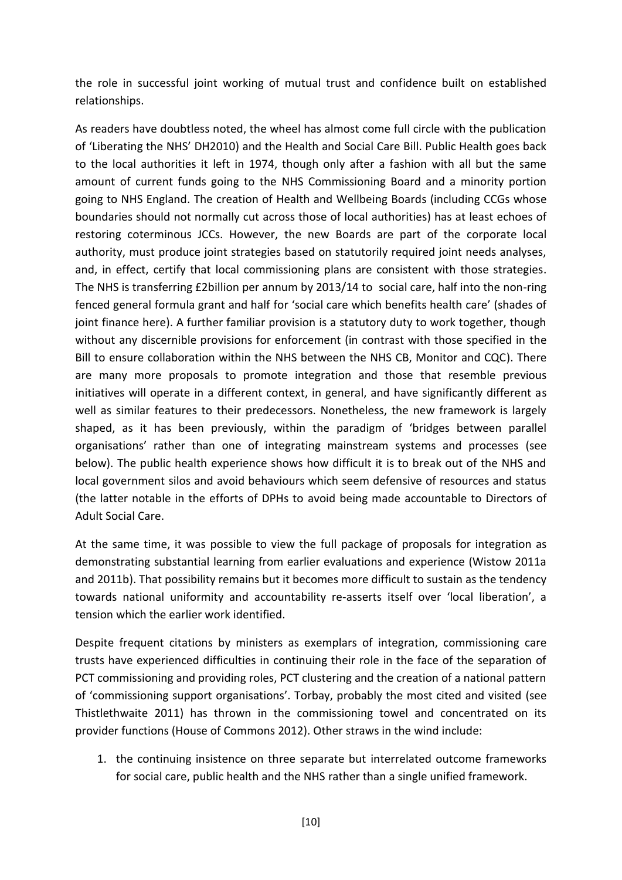the role in successful joint working of mutual trust and confidence built on established relationships.

As readers have doubtless noted, the wheel has almost come full circle with the publication of 'Liberating the NHS' DH2010) and the Health and Social Care Bill. Public Health goes back to the local authorities it left in 1974, though only after a fashion with all but the same amount of current funds going to the NHS Commissioning Board and a minority portion going to NHS England. The creation of Health and Wellbeing Boards (including CCGs whose boundaries should not normally cut across those of local authorities) has at least echoes of restoring coterminous JCCs. However, the new Boards are part of the corporate local authority, must produce joint strategies based on statutorily required joint needs analyses, and, in effect, certify that local commissioning plans are consistent with those strategies. The NHS is transferring £2billion per annum by 2013/14 to social care, half into the non-ring fenced general formula grant and half for 'social care which benefits health care' (shades of joint finance here). A further familiar provision is a statutory duty to work together, though without any discernible provisions for enforcement (in contrast with those specified in the Bill to ensure collaboration within the NHS between the NHS CB, Monitor and CQC). There are many more proposals to promote integration and those that resemble previous initiatives will operate in a different context, in general, and have significantly different as well as similar features to their predecessors. Nonetheless, the new framework is largely shaped, as it has been previously, within the paradigm of 'bridges between parallel organisations' rather than one of integrating mainstream systems and processes (see below). The public health experience shows how difficult it is to break out of the NHS and local government silos and avoid behaviours which seem defensive of resources and status (the latter notable in the efforts of DPHs to avoid being made accountable to Directors of Adult Social Care.

At the same time, it was possible to view the full package of proposals for integration as demonstrating substantial learning from earlier evaluations and experience (Wistow 2011a and 2011b). That possibility remains but it becomes more difficult to sustain as the tendency towards national uniformity and accountability re-asserts itself over 'local liberation', a tension which the earlier work identified.

Despite frequent citations by ministers as exemplars of integration, commissioning care trusts have experienced difficulties in continuing their role in the face of the separation of PCT commissioning and providing roles, PCT clustering and the creation of a national pattern of 'commissioning support organisations'. Torbay, probably the most cited and visited (see Thistlethwaite 2011) has thrown in the commissioning towel and concentrated on its provider functions (House of Commons 2012). Other straws in the wind include:

1. the continuing insistence on three separate but interrelated outcome frameworks for social care, public health and the NHS rather than a single unified framework.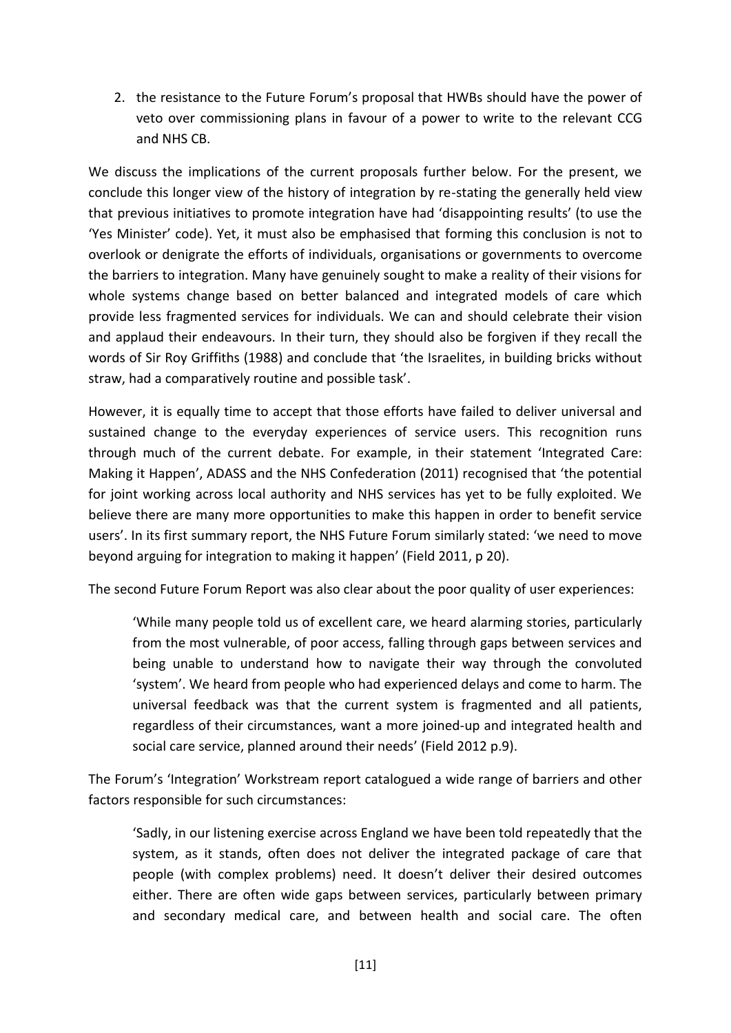2. the resistance to the Future Forum's proposal that HWBs should have the power of veto over commissioning plans in favour of a power to write to the relevant CCG and NHS CB.

We discuss the implications of the current proposals further below. For the present, we conclude this longer view of the history of integration by re-stating the generally held view that previous initiatives to promote integration have had 'disappointing results' (to use the 'Yes Minister' code). Yet, it must also be emphasised that forming this conclusion is not to overlook or denigrate the efforts of individuals, organisations or governments to overcome the barriers to integration. Many have genuinely sought to make a reality of their visions for whole systems change based on better balanced and integrated models of care which provide less fragmented services for individuals. We can and should celebrate their vision and applaud their endeavours. In their turn, they should also be forgiven if they recall the words of Sir Roy Griffiths (1988) and conclude that 'the Israelites, in building bricks without straw, had a comparatively routine and possible task'.

However, it is equally time to accept that those efforts have failed to deliver universal and sustained change to the everyday experiences of service users. This recognition runs through much of the current debate. For example, in their statement 'Integrated Care: Making it Happen', ADASS and the NHS Confederation (2011) recognised that 'the potential for joint working across local authority and NHS services has yet to be fully exploited. We believe there are many more opportunities to make this happen in order to benefit service users'. In its first summary report, the NHS Future Forum similarly stated: 'we need to move beyond arguing for integration to making it happen' (Field 2011, p 20).

The second Future Forum Report was also clear about the poor quality of user experiences:

> 'While many people told us of excellent care, we heard alarming stories, particularly from the most vulnerable, of poor access, falling through gaps between services and being unable to understand how to navigate their way through the convoluted 'system'. We heard from people who had experienced delays and come to harm. The universal feedback was that the current system is fragmented and all patients, regardless of their circumstances, want a more joined-up and integrated health and social care service, planned around their needs' (Field 2012 p.9).

The Forum's 'Integration' Workstream report catalogued a wide range of barriers and other factors responsible for such circumstances:

> 'Sadly, in our listening exercise across England we have been told repeatedly that the system, as it stands, often does not deliver the integrated package of care that people (with complex problems) need. It doesn't deliver their desired outcomes either. There are often wide gaps between services, particularly between primary and secondary medical care, and between health and social care. The often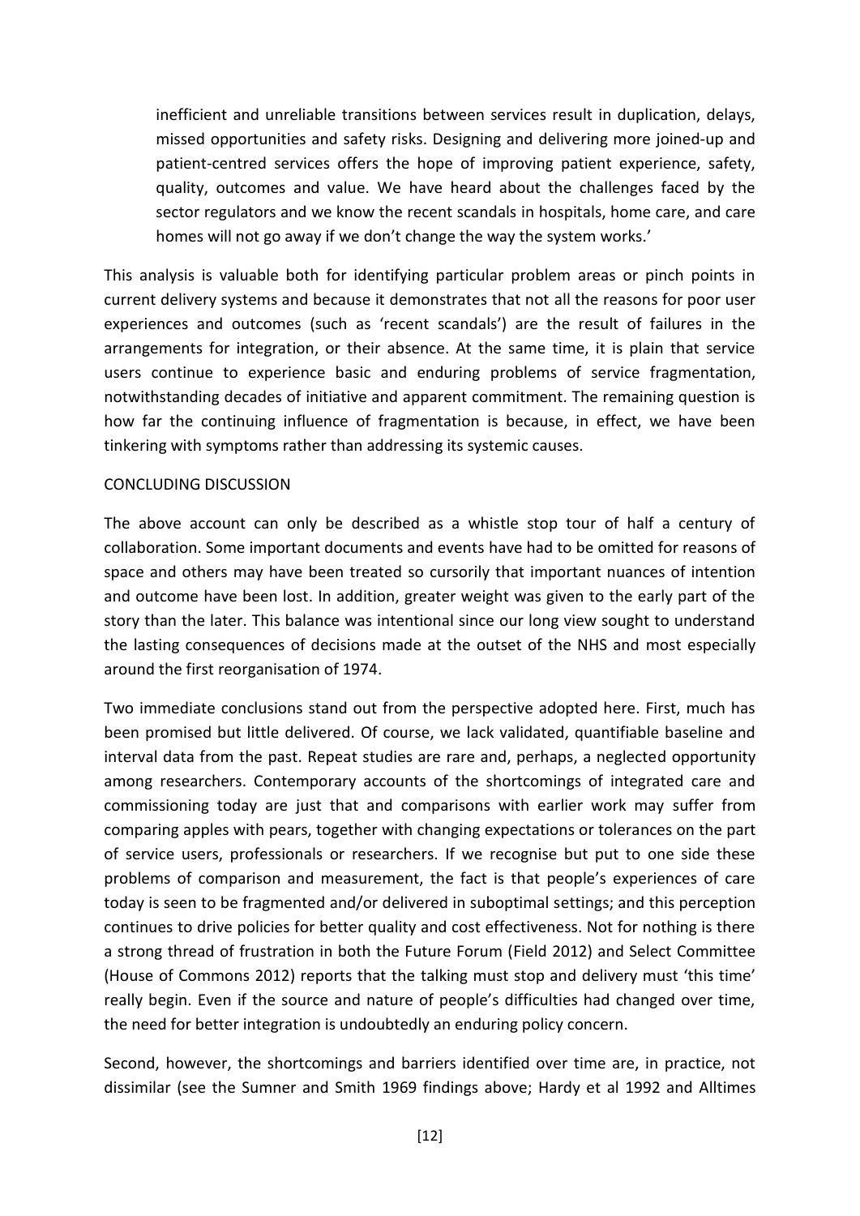> inefficient and unreliable transitions between services result in duplication, delays, missed opportunities and safety risks. Designing and delivering more joined-up and patient-centred services offers the hope of improving patient experience, safety, quality, outcomes and value. We have heard about the challenges faced by the sector regulators and we know the recent scandals in hospitals, home care, and care homes will not go away if we don't change the way the system works.'

This analysis is valuable both for identifying particular problem areas or pinch points in current delivery systems and because it demonstrates that not all the reasons for poor user experiences and outcomes (such as 'recent scandals') are the result of failures in the arrangements for integration, or their absence. At the same time, it is plain that service users continue to experience basic and enduring problems of service fragmentation, notwithstanding decades of initiative and apparent commitment. The remaining question is how far the continuing influence of fragmentation is because, in effect, we have been tinkering with symptoms rather than addressing its systemic causes.

## CONCLUDING DISCUSSION

The above account can only be described as a whistle stop tour of half a century of collaboration. Some important documents and events have had to be omitted for reasons of space and others may have been treated so cursorily that important nuances of intention and outcome have been lost. In addition, greater weight was given to the early part of the story than the later. This balance was intentional since our long view sought to understand the lasting consequences of decisions made at the outset of the NHS and most especially around the first reorganisation of 1974.

Two immediate conclusions stand out from the perspective adopted here. First, much has been promised but little delivered. Of course, we lack validated, quantifiable baseline and interval data from the past. Repeat studies are rare and, perhaps, a neglected opportunity among researchers. Contemporary accounts of the shortcomings of integrated care and commissioning today are just that and comparisons with earlier work may suffer from comparing apples with pears, together with changing expectations or tolerances on the part of service users, professionals or researchers. If we recognise but put to one side these problems of comparison and measurement, the fact is that people's experiences of care today is seen to be fragmented and/or delivered in suboptimal settings; and this perception continues to drive policies for better quality and cost effectiveness. Not for nothing is there a strong thread of frustration in both the Future Forum (Field 2012) and Select Committee (House of Commons 2012) reports that the talking must stop and delivery must 'this time' really begin. Even if the source and nature of people's difficulties had changed over time, the need for better integration is undoubtedly an enduring policy concern.

Second, however, the shortcomings and barriers identified over time are, in practice, not dissimilar (see the Sumner and Smith 1969 findings above; Hardy et al 1992 and Alltimes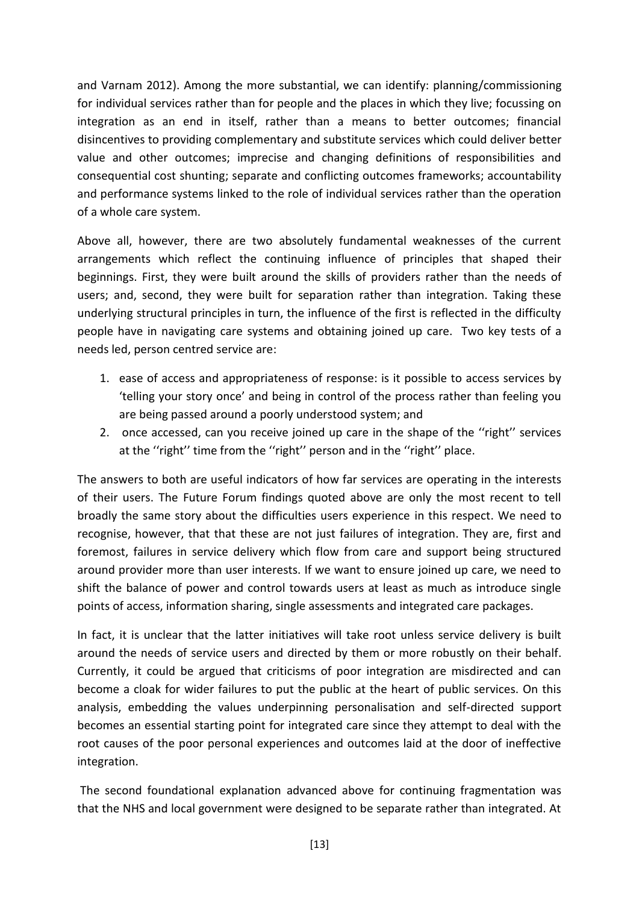and Varnam 2012). Among the more substantial, we can identify: planning/commissioning for individual services rather than for people and the places in which they live; focussing on integration as an end in itself, rather than a means to better outcomes; financial disincentives to providing complementary and substitute services which could deliver better value and other outcomes; imprecise and changing definitions of responsibilities and consequential cost shunting; separate and conflicting outcomes frameworks; accountability and performance systems linked to the role of individual services rather than the operation of a whole care system.

Above all, however, there are two absolutely fundamental weaknesses of the current arrangements which reflect the continuing influence of principles that shaped their beginnings. First, they were built around the skills of providers rather than the needs of users; and, second, they were built for separation rather than integration. Taking these underlying structural principles in turn, the influence of the first is reflected in the difficulty people have in navigating care systems and obtaining joined up care. Two key tests of a needs led, person centred service are:

1. ease of access and appropriateness of response: is it possible to access services by 'telling your story once' and being in control of the process rather than feeling you are being passed around a poorly understood system; and
2. once accessed, can you receive joined up care in the shape of the ''right'' services at the ''right'' time from the ''right'' person and in the ''right'' place.

The answers to both are useful indicators of how far services are operating in the interests of their users. The Future Forum findings quoted above are only the most recent to tell broadly the same story about the difficulties users experience in this respect. We need to recognise, however, that that these are not just failures of integration. They are, first and foremost, failures in service delivery which flow from care and support being structured around provider more than user interests. If we want to ensure joined up care, we need to shift the balance of power and control towards users at least as much as introduce single points of access, information sharing, single assessments and integrated care packages.

In fact, it is unclear that the latter initiatives will take root unless service delivery is built around the needs of service users and directed by them or more robustly on their behalf. Currently, it could be argued that criticisms of poor integration are misdirected and can become a cloak for wider failures to put the public at the heart of public services. On this analysis, embedding the values underpinning personalisation and self-directed support becomes an essential starting point for integrated care since they attempt to deal with the root causes of the poor personal experiences and outcomes laid at the door of ineffective integration.

The second foundational explanation advanced above for continuing fragmentation was that the NHS and local government were designed to be separate rather than integrated. At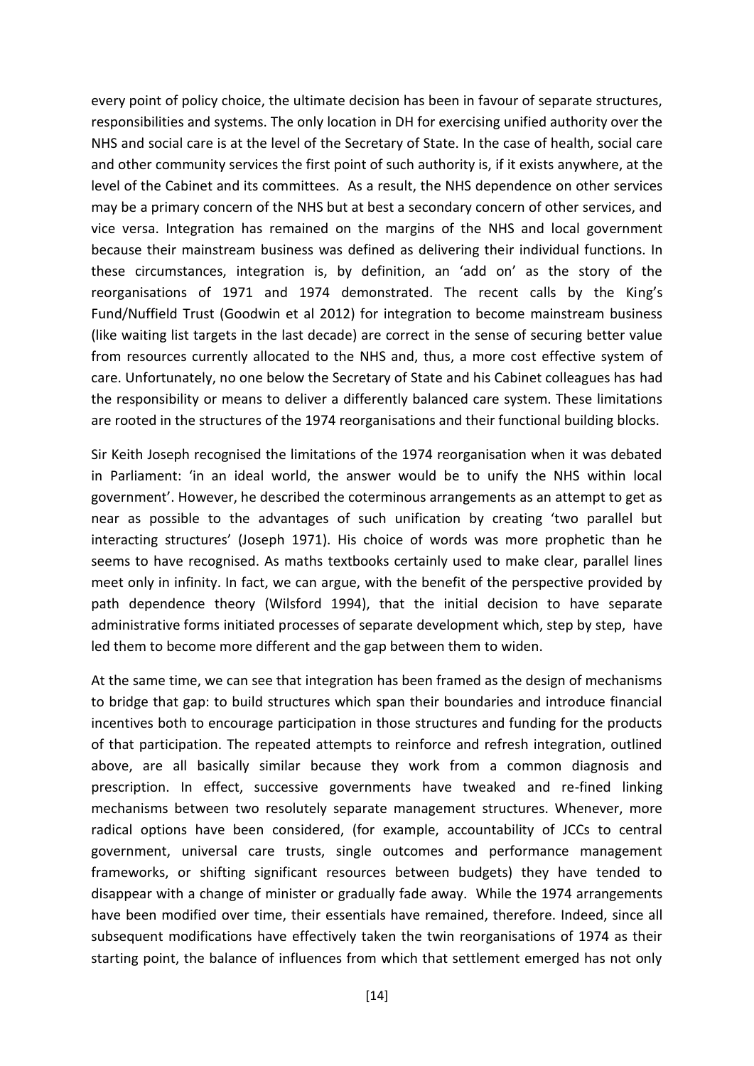every point of policy choice, the ultimate decision has been in favour of separate structures, responsibilities and systems. The only location in DH for exercising unified authority over the NHS and social care is at the level of the Secretary of State. In the case of health, social care and other community services the first point of such authority is, if it exists anywhere, at the level of the Cabinet and its committees. As a result, the NHS dependence on other services may be a primary concern of the NHS but at best a secondary concern of other services, and vice versa. Integration has remained on the margins of the NHS and local government because their mainstream business was defined as delivering their individual functions. In these circumstances, integration is, by definition, an 'add on' as the story of the reorganisations of 1971 and 1974 demonstrated. The recent calls by the King's Fund/Nuffield Trust (Goodwin et al 2012) for integration to become mainstream business (like waiting list targets in the last decade) are correct in the sense of securing better value from resources currently allocated to the NHS and, thus, a more cost effective system of care. Unfortunately, no one below the Secretary of State and his Cabinet colleagues has had the responsibility or means to deliver a differently balanced care system. These limitations are rooted in the structures of the 1974 reorganisations and their functional building blocks.

Sir Keith Joseph recognised the limitations of the 1974 reorganisation when it was debated in Parliament: 'in an ideal world, the answer would be to unify the NHS within local government'. However, he described the coterminous arrangements as an attempt to get as near as possible to the advantages of such unification by creating 'two parallel but interacting structures' (Joseph 1971). His choice of words was more prophetic than he seems to have recognised. As maths textbooks certainly used to make clear, parallel lines meet only in infinity. In fact, we can argue, with the benefit of the perspective provided by path dependence theory (Wilsford 1994), that the initial decision to have separate administrative forms initiated processes of separate development which, step by step, have led them to become more different and the gap between them to widen.

At the same time, we can see that integration has been framed as the design of mechanisms to bridge that gap: to build structures which span their boundaries and introduce financial incentives both to encourage participation in those structures and funding for the products of that participation. The repeated attempts to reinforce and refresh integration, outlined above, are all basically similar because they work from a common diagnosis and prescription. In effect, successive governments have tweaked and re-fined linking mechanisms between two resolutely separate management structures. Whenever, more radical options have been considered, (for example, accountability of JCCs to central government, universal care trusts, single outcomes and performance management frameworks, or shifting significant resources between budgets) they have tended to disappear with a change of minister or gradually fade away. While the 1974 arrangements have been modified over time, their essentials have remained, therefore. Indeed, since all subsequent modifications have effectively taken the twin reorganisations of 1974 as their starting point, the balance of influences from which that settlement emerged has not only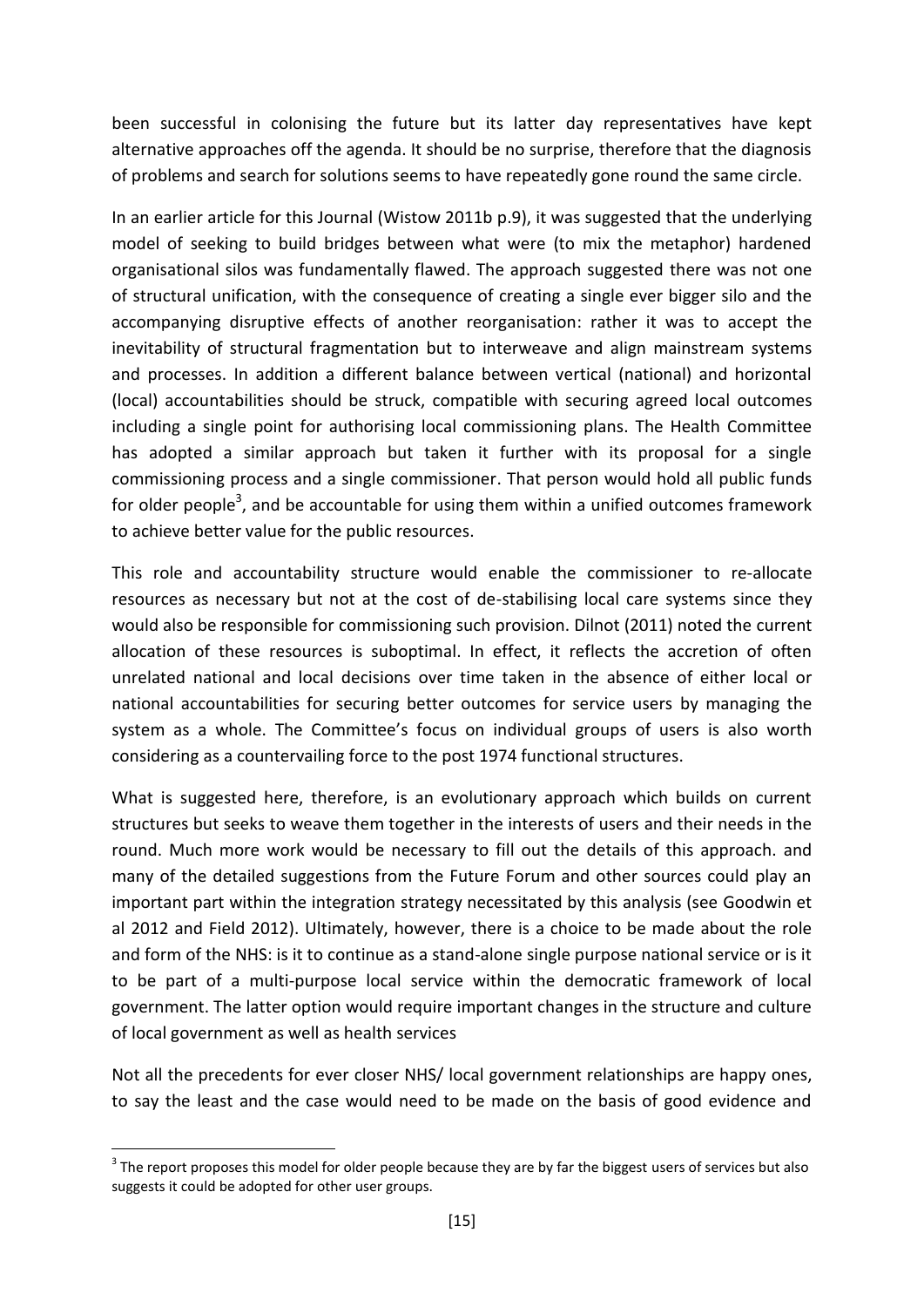been successful in colonising the future but its latter day representatives have kept alternative approaches off the agenda. It should be no surprise, therefore that the diagnosis of problems and search for solutions seems to have repeatedly gone round the same circle.

In an earlier article for this Journal (Wistow 2011b p.9), it was suggested that the underlying model of seeking to build bridges between what were (to mix the metaphor) hardened organisational silos was fundamentally flawed. The approach suggested there was not one of structural unification, with the consequence of creating a single ever bigger silo and the accompanying disruptive effects of another reorganisation: rather it was to accept the inevitability of structural fragmentation but to interweave and align mainstream systems and processes. In addition a different balance between vertical (national) and horizontal (local) accountabilities should be struck, compatible with securing agreed local outcomes including a single point for authorising local commissioning plans. The Health Committee has adopted a similar approach but taken it further with its proposal for a single commissioning process and a single commissioner. That person would hold all public funds for older people[3], and be accountable for using them within a unified outcomes framework to achieve better value for the public resources.

This role and accountability structure would enable the commissioner to re-allocate resources as necessary but not at the cost of de-stabilising local care systems since they would also be responsible for commissioning such provision. Dilnot (2011) noted the current allocation of these resources is suboptimal. In effect, it reflects the accretion of often unrelated national and local decisions over time taken in the absence of either local or national accountabilities for securing better outcomes for service users by managing the system as a whole. The Committee's focus on individual groups of users is also worth considering as a countervailing force to the post 1974 functional structures.

What is suggested here, therefore, is an evolutionary approach which builds on current structures but seeks to weave them together in the interests of users and their needs in the round. Much more work would be necessary to fill out the details of this approach. and many of the detailed suggestions from the Future Forum and other sources could play an important part within the integration strategy necessitated by this analysis (see Goodwin et al 2012 and Field 2012). Ultimately, however, there is a choice to be made about the role and form of the NHS: is it to continue as a stand-alone single purpose national service or is it to be part of a multi-purpose local service within the democratic framework of local government. The latter option would require important changes in the structure and culture of local government as well as health services

Not all the precedents for ever closer NHS/ local government relationships are happy ones, to say the least and the case would need to be made on the basis of good evidence and

[3] The report proposes this model for older people because they are by far the biggest users of services but also suggests it could be adopted for other user groups.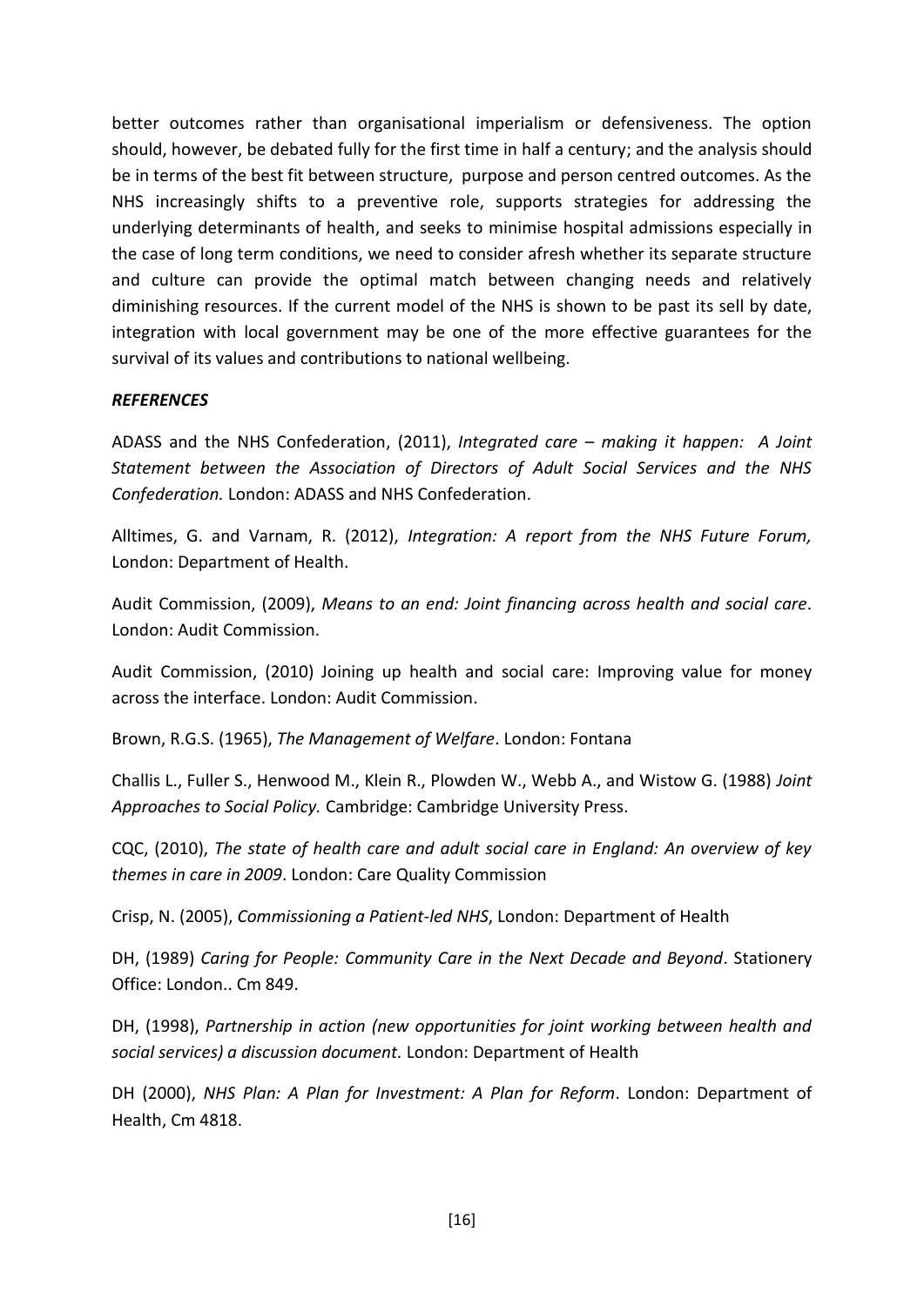better outcomes rather than organisational imperialism or defensiveness. The option should, however, be debated fully for the first time in half a century; and the analysis should be in terms of the best fit between structure, purpose and person centred outcomes. As the NHS increasingly shifts to a preventive role, supports strategies for addressing the underlying determinants of health, and seeks to minimise hospital admissions especially in the case of long term conditions, we need to consider afresh whether its separate structure and culture can provide the optimal match between changing needs and relatively diminishing resources. If the current model of the NHS is shown to be past its sell by date, integration with local government may be one of the more effective guarantees for the survival of its values and contributions to national wellbeing.

## *REFERENCES*

ADASS and the NHS Confederation, (2011), *Integrated care – making it happen: A Joint Statement between the Association of Directors of Adult Social Services and the NHS Confederation.* London: ADASS and NHS Confederation.

Alltimes, G. and Varnam, R. (2012), *Integration: A report from the NHS Future Forum,* London: Department of Health.

Audit Commission, (2009), *Means to an end: Joint financing across health and social care*. London: Audit Commission.

Audit Commission, (2010) Joining up health and social care: Improving value for money across the interface. London: Audit Commission.

Brown, R.G.S. (1965), *The Management of Welfare*. London: Fontana

Challis L., Fuller S., Henwood M., Klein R., Plowden W., Webb A., and Wistow G. (1988) *Joint Approaches to Social Policy.* Cambridge: Cambridge University Press.

CQC, (2010), *The state of health care and adult social care in England: An overview of key themes in care in 2009*. London: Care Quality Commission

Crisp, N. (2005), *Commissioning a Patient-led NHS*, London: Department of Health

DH, (1989) *Caring for People: Community Care in the Next Decade and Beyond*. Stationery Office: London.. Cm 849.

DH, (1998), *Partnership in action (new opportunities for joint working between health and social services) a discussion document.* London: Department of Health

DH (2000), *NHS Plan: A Plan for Investment: A Plan for Reform*. London: Department of Health, Cm 4818.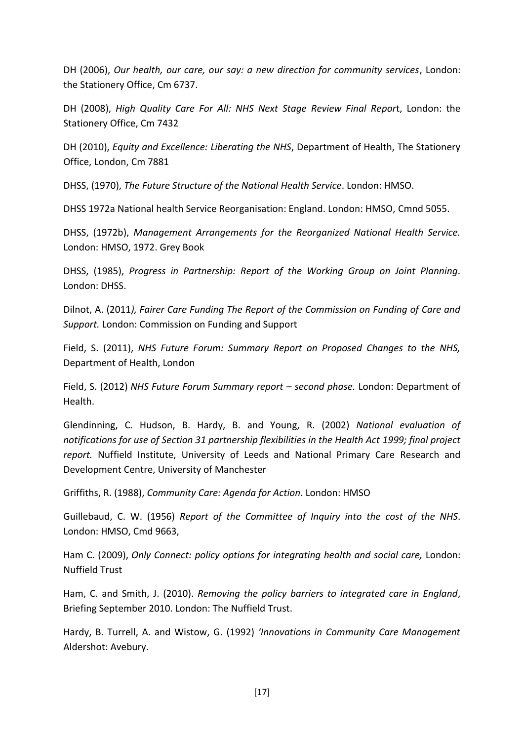DH (2006), *Our health, our care, our say: a new direction for community services*, London: the Stationery Office, Cm 6737.

DH (2008), *High Quality Care For All: NHS Next Stage Review Final Repor*t, London: the Stationery Office, Cm 7432

DH (2010), *Equity and Excellence: Liberating the NHS*, Department of Health, The Stationery Office, London, Cm 7881

DHSS, (1970), *The Future Structure of the National Health Service*. London: HMSO.

DHSS 1972a National health Service Reorganisation: England. London: HMSO, Cmnd 5055.

DHSS, (1972b), *Management Arrangements for the Reorganized National Health Service.* London: HMSO, 1972. Grey Book

DHSS, (1985), *Progress in Partnership: Report of the Working Group on Joint Planning*. London: DHSS.

Dilnot, A. (2011*), Fairer Care Funding The Report of the Commission on Funding of Care and Support.* London: Commission on Funding and Support

Field, S. (2011), *NHS Future Forum: Summary Report on Proposed Changes to the NHS,* Department of Health, London

Field, S. (2012) *NHS Future Forum Summary report – second phase.* London: Department of Health.

Glendinning, C. Hudson, B. Hardy, B. and Young, R. (2002) *National evaluation of notifications for use of Section 31 partnership flexibilities in the Health Act 1999; final project report.* Nuffield Institute, University of Leeds and National Primary Care Research and Development Centre, University of Manchester

Griffiths, R. (1988), *Community Care: Agenda for Action*. London: HMSO

Guillebaud, C. W. (1956) *Report of the Committee of Inquiry into the cost of the NHS*. London: HMSO, Cmd 9663,

Ham C. (2009), *Only Connect: policy options for integrating health and social care,* London: Nuffield Trust

Ham, C. and Smith, J. (2010). *Removing the policy barriers to integrated care in England*, Briefing September 2010. London: The Nuffield Trust.

Hardy, B. Turrell, A. and Wistow, G. (1992) *'Innovations in Community Care Management* Aldershot: Avebury.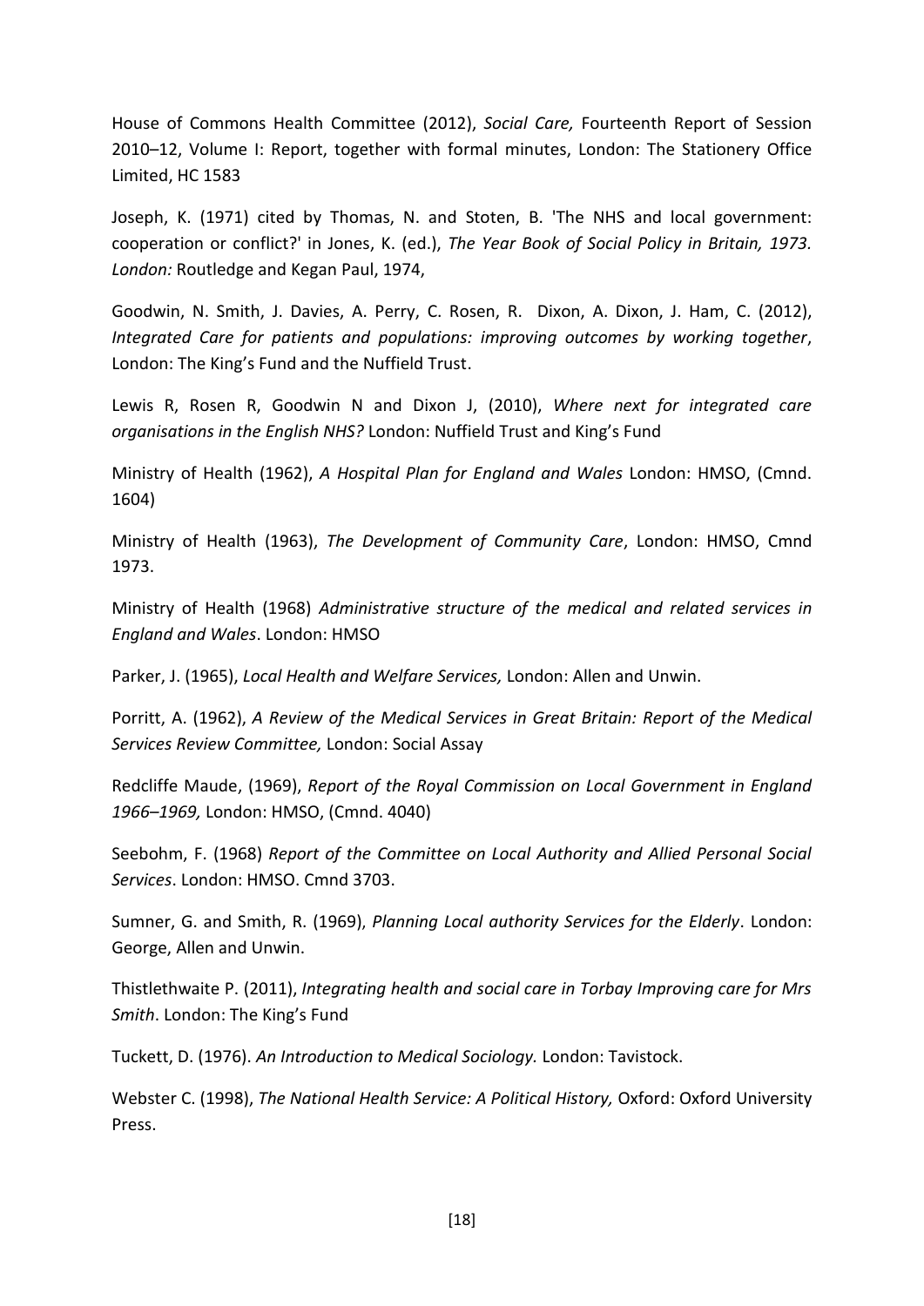House of Commons Health Committee (2012), *Social Care,* Fourteenth Report of Session 2010–12, Volume I: Report, together with formal minutes, London: The Stationery Office Limited, HC 1583

Joseph, K. (1971) cited by Thomas, N. and Stoten, B. 'The NHS and local government: cooperation or conflict?' in Jones, K. (ed.), *The Year Book of Social Policy in Britain, 1973. London:* Routledge and Kegan Paul, 1974,

Goodwin, N. Smith, J. Davies, A. Perry, C. Rosen, R. Dixon, A. Dixon, J. Ham, C. (2012), *Integrated Care for patients and populations: improving outcomes by working together*, London: The King's Fund and the Nuffield Trust.

Lewis R, Rosen R, Goodwin N and Dixon J, (2010), *Where next for integrated care organisations in the English NHS?* London: Nuffield Trust and King's Fund

Ministry of Health (1962), *A Hospital Plan for England and Wales* London: HMSO, (Cmnd. 1604)

Ministry of Health (1963), *The Development of Community Care*, London: HMSO, Cmnd 1973.

Ministry of Health (1968) *Administrative structure of the medical and related services in England and Wales*. London: HMSO

Parker, J. (1965), *Local Health and Welfare Services,* London: Allen and Unwin.

Porritt, A. (1962), *A Review of the Medical Services in Great Britain: Report of the Medical Services Review Committee,* London: Social Assay

Redcliffe Maude, (1969), *Report of the Royal Commission on Local Government in England 1966–1969,* London: HMSO, (Cmnd. 4040)

Seebohm, F. (1968) *Report of the Committee on Local Authority and Allied Personal Social Services*. London: HMSO. Cmnd 3703.

Sumner, G. and Smith, R. (1969), *Planning Local authority Services for the Elderly*. London: George, Allen and Unwin.

Thistlethwaite P. (2011), *Integrating health and social care in Torbay Improving care for Mrs Smith*. London: The King's Fund

Tuckett, D. (1976). *An Introduction to Medical Sociology.* London: Tavistock.

Webster C. (1998), *The National Health Service: A Political History,* Oxford: Oxford University Press.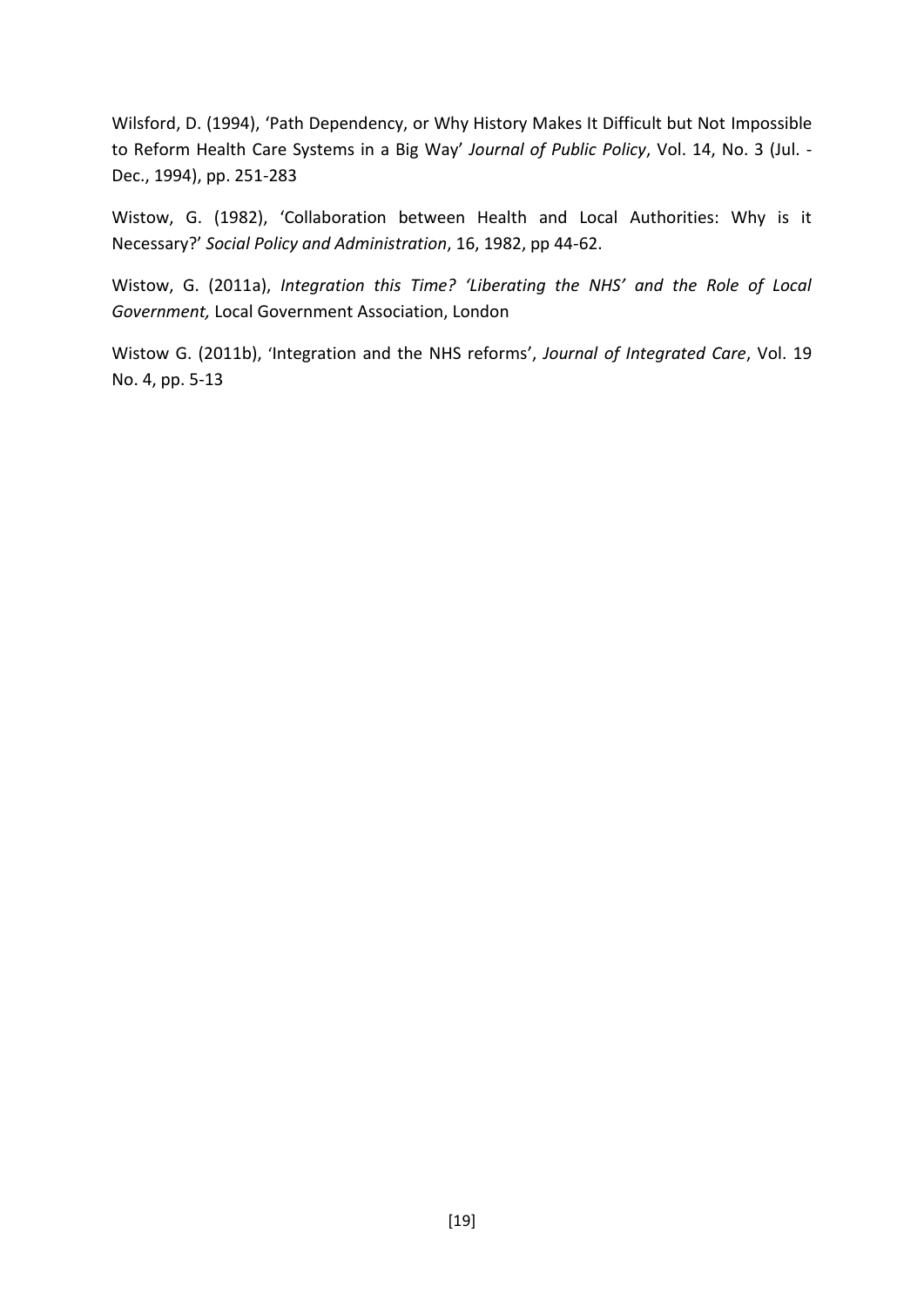Wilsford, D. (1994), 'Path Dependency, or Why History Makes It Difficult but Not Impossible to Reform Health Care Systems in a Big Way' *Journal of Public Policy*, Vol. 14, No. 3 (Jul. - Dec., 1994), pp. 251-283

Wistow, G. (1982), 'Collaboration between Health and Local Authorities: Why is it Necessary?' *Social Policy and Administration*, 16, 1982, pp 44-62.

Wistow, G. (2011a), *Integration this Time? 'Liberating the NHS' and the Role of Local Government,* Local Government Association, London

Wistow G. (2011b), 'Integration and the NHS reforms', *Journal of Integrated Care*, Vol. 19 No. 4, pp. 5-13